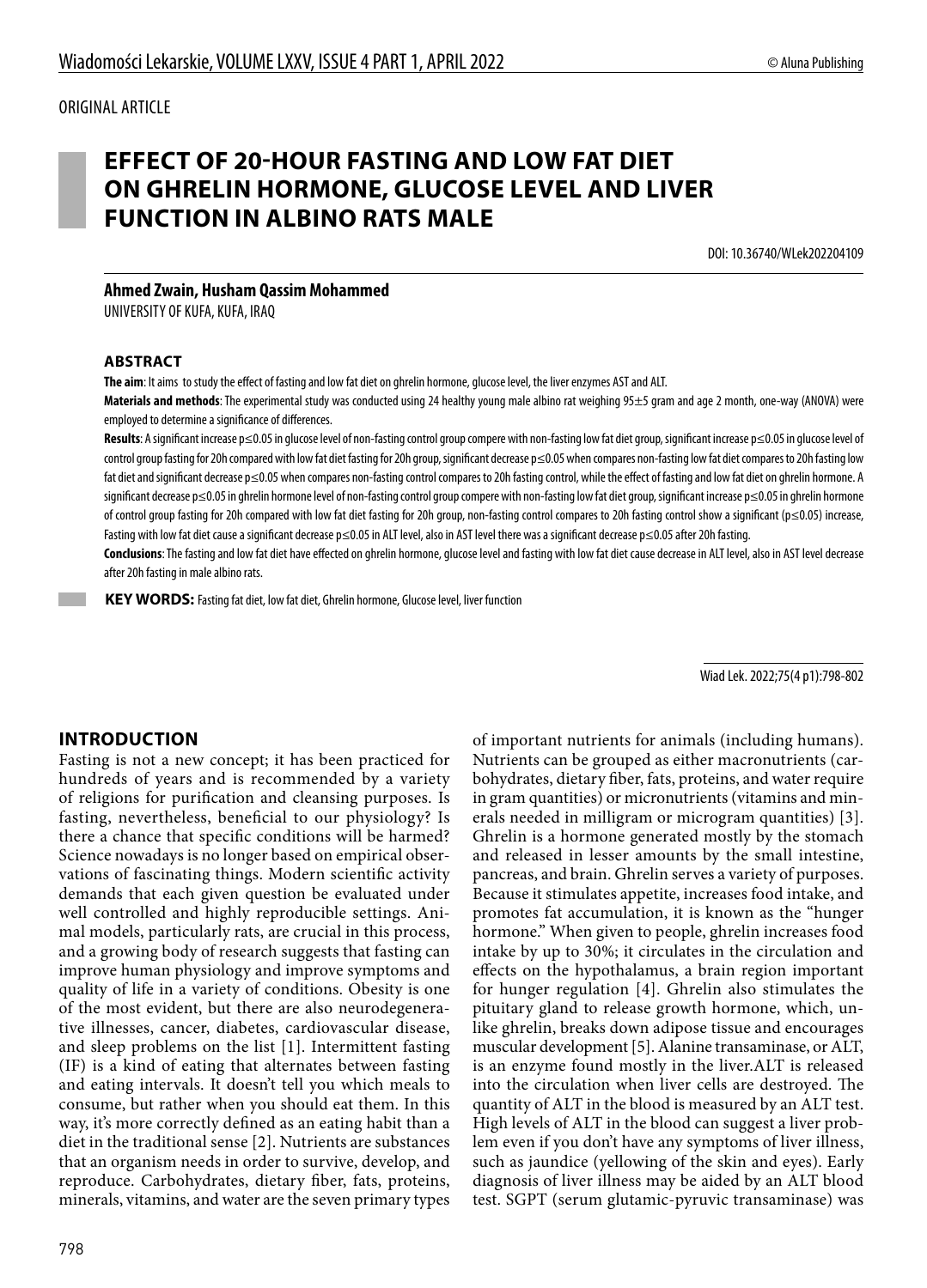ORIGINAL ARTICLE

# EFFECT OF 20-HOUR FASTING AND LOW FAT DIET ON GHRELIN HORMONE, GLUCOSE LEVEL AND LIVER FUNCTION IN ALBINO RATS MALE

DOI: 10.36740/WLek202204109

**Ahmed Zwain, Husham Qassim Mohammed**

UNIVERSITY OF KUFA, KUFA, IRAQ

## ABSTRACT

**The aim**: It aims to study the effect of fasting and low fat diet on ghrelin hormone, glucose level, the liver enzymes AST and ALT.

**Materials and methods**: The experimental study was conducted using 24 healthy young male albino rat weighing 95±5 gram and age 2 month, one-way (ANOVA) were employed to determine a significance of differences.

**Results**: A significant increase $p \leq 0.05$ in glucose level of non-fasting control group compere with non-fasting low fat diet group, significant increase $p \leq 0.05$ in glucose level of control group fasting for 20h compared with low fat diet fasting for 20h group, significant decrease $p \leq 0.05$ when compares non-fasting low fat diet compares to 20h fasting low fat diet and significant decrease $p \leq 0.05$ when compares non-fasting control compares to 20h fasting control, while the effect of fasting and low fat diet on ghrelin hormone. A significant decrease $p \leq 0.05$ in ghrelin hormone level of non-fasting control group compere with non-fasting low fat diet group, significant increase $p \leq 0.05$ in ghrelin hormone of control group fasting for 20h compared with low fat diet fasting for 20h group, non-fasting control compares to 20h fasting control show a significant ($p \leq 0.05$) increase, Fasting with low fat diet cause a significant decrease $p \leq 0.05$ in ALT level, also in AST level there was a significant decrease $p \leq 0.05$ after 20h fasting.

**Conclusions**: The fasting and low fat diet have effected on ghrelin hormone, glucose level and fasting with low fat diet cause decrease in ALT level, also in AST level decrease after 20h fasting in male albino rats.

**KEY WORDS:** Fasting fat diet, low fat diet, Ghrelin hormone, Glucose level, liver function

## INTRODUCTION

Fasting is not a new concept; it has been practiced for hundreds of years and is recommended by a variety of religions for purification and cleansing purposes. Is fasting, nevertheless, beneficial to our physiology? Is there a chance that specific conditions will be harmed? Science nowadays is no longer based on empirical observations of fascinating things. Modern scientific activity demands that each given question be evaluated under well controlled and highly reproducible settings. Animal models, particularly rats, are crucial in this process, and a growing body of research suggests that fasting can improve human physiology and improve symptoms and quality of life in a variety of conditions. Obesity is one of the most evident, but there are also neurodegenerative illnesses, cancer, diabetes, cardiovascular disease, and sleep problems on the list [1]. Intermittent fasting (IF) is a kind of eating that alternates between fasting and eating intervals. It doesn't tell you which meals to consume, but rather when you should eat them. In this way, it's more correctly defined as an eating habit than a diet in the traditional sense [2]. Nutrients are substances that an organism needs in order to survive, develop, and reproduce. Carbohydrates, dietary fiber, fats, proteins, minerals, vitamins, and water are the seven primary types of important nutrients for animals (including humans). Nutrients can be grouped as either macronutrients (carbohydrates, dietary fiber, fats, proteins, and water require in gram quantities) or micronutrients (vitamins and minerals needed in milligram or microgram quantities) [3]. Ghrelin is a hormone generated mostly by the stomach and released in lesser amounts by the small intestine, pancreas, and brain. Ghrelin serves a variety of purposes. Because it stimulates appetite, increases food intake, and promotes fat accumulation, it is known as the "hunger hormone." When given to people, ghrelin increases food intake by up to 30%; it circulates in the circulation and effects on the hypothalamus, a brain region important for hunger regulation [4]. Ghrelin also stimulates the pituitary gland to release growth hormone, which, unlike ghrelin, breaks down adipose tissue and encourages muscular development [5]. Alanine transaminase, or ALT, is an enzyme found mostly in the liver.ALT is released into the circulation when liver cells are destroyed. The quantity of ALT in the blood is measured by an ALT test. High levels of ALT in the blood can suggest a liver problem even if you don't have any symptoms of liver illness, such as jaundice (yellowing of the skin and eyes). Early diagnosis of liver illness may be aided by an ALT blood test. SGPT (serum glutamic-pyruvic transaminase) was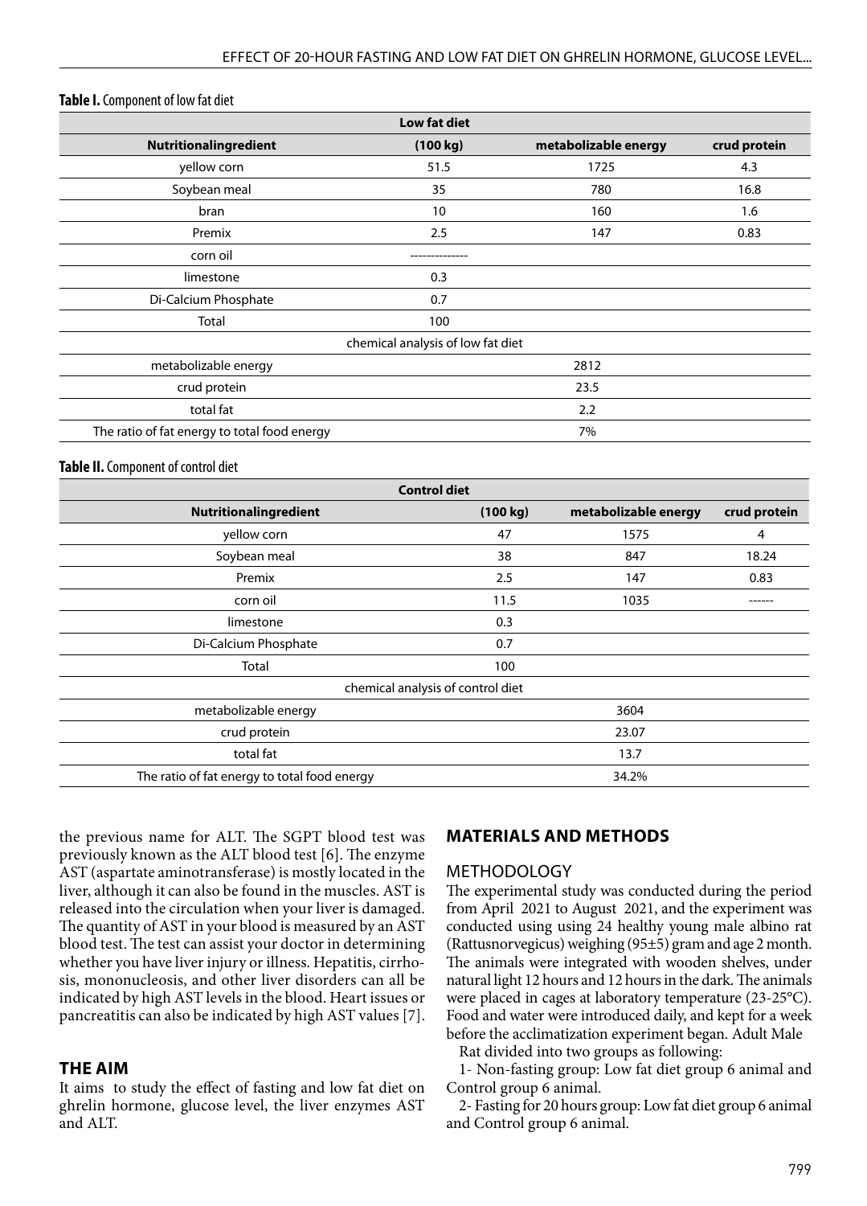**Table I.** Component of low fat diet

| Low fat diet | | | |
|---|---|---|---|
| **Nutritionalingredient** | **(100 kg)** | **metabolizable energy** | **crud protein** |
| yellow corn | 51.5 | 1725 | 4.3 |
| Soybean meal | 35 | 780 | 16.8 |
| bran | 10 | 160 | 1.6 |
| Premix | 2.5 | 147 | 0.83 |
| corn oil | -------------- | | |
| limestone | 0.3 | | |
| Di-Calcium Phosphate | 0.7 | | |
| Total | 100 | | |
| chemical analysis of low fat diet | | | |
| metabolizable energy | 2812 | | |
| crud protein | 23.5 | | |
| total fat | 2.2 | | |
| The ratio of fat energy to total food energy | 7% | | |

**Table II.** Component of control diet

| Control diet | | | |
|---|---|---|---|
| **Nutritionalingredient** | **(100 kg)** | **metabolizable energy** | **crud protein** |
| yellow corn | 47 | 1575 | 4 |
| Soybean meal | 38 | 847 | 18.24 |
| Premix | 2.5 | 147 | 0.83 |
| corn oil | 11.5 | 1035 | ------ |
| limestone | 0.3 | | |
| Di-Calcium Phosphate | 0.7 | | |
| Total | 100 | | |
| chemical analysis of control diet | | | |
| metabolizable energy | 3604 | | |
| crud protein | 23.07 | | |
| total fat | 13.7 | | |
| The ratio of fat energy to total food energy | 34.2% | | |

the previous name for ALT. The SGPT blood test was previously known as the ALT blood test [6]. The enzyme AST (aspartate aminotransferase) is mostly located in the liver, although it can also be found in the muscles. AST is released into the circulation when your liver is damaged. The quantity of AST in your blood is measured by an AST blood test. The test can assist your doctor in determining whether you have liver injury or illness. Hepatitis, cirrhosis, mononucleosis, and other liver disorders can all be indicated by high AST levels in the blood. Heart issues or pancreatitis can also be indicated by high AST values [7].

## THE AIM

It aims to study the effect of fasting and low fat diet on ghrelin hormone, glucose level, the liver enzymes AST and ALT.

## MATERIALS AND METHODS

### METHODOLOGY

The experimental study was conducted during the period from April 2021 to August 2021, and the experiment was conducted using using 24 healthy young male albino rat (Rattusnorvegicus) weighing (95±5) gram and age 2 month. The animals were integrated with wooden shelves, under natural light 12 hours and 12 hours in the dark. The animals were placed in cages at laboratory temperature (23-25°C). Food and water were introduced daily, and kept for a week before the acclimatization experiment began. Adult Male Rat divided into two groups as following:

1- Non-fasting group: Low fat diet group 6 animal and Control group 6 animal.

2- Fasting for 20 hours group: Low fat diet group 6 animal and Control group 6 animal.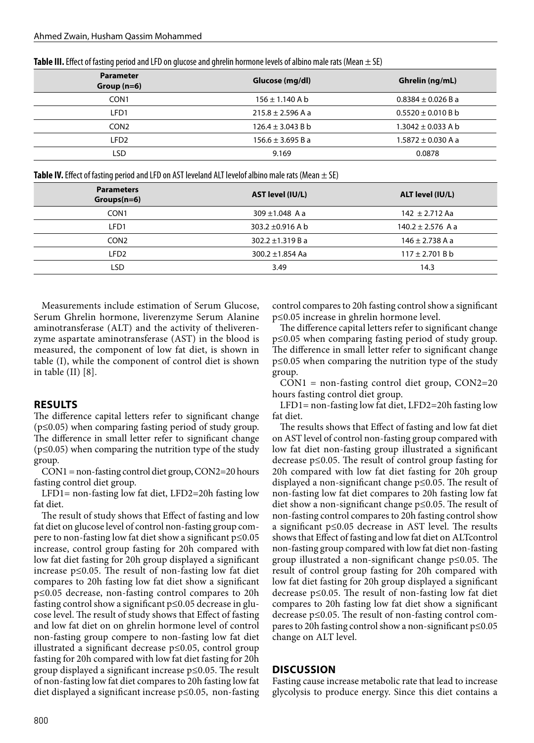**Table III.** Effect of fasting period and LFD on glucose and ghrelin hormone levels of albino male rats (Mean ± SE)

| Parameter Group (n=6) | Glucose (mg/dl) | Ghrelin (ng/mL) |
|---|---|---|
| CON1 | 156 ± 1.140 A b | 0.8384 ± 0.026 B a |
| LFD1 | 215.8 ± 2.596 A a | 0.5520 ± 0.010 B b |
| CON2 | 126.4 ± 3.043 B b | 1.3042 ± 0.033 A b |
| LFD2 | 156.6 ± 3.695 B a | 1.5872 ± 0.030 A a |
| LSD | 9.169 | 0.0878 |

**Table IV.** Effect of fasting period and LFD on AST leveland ALT levelof albino male rats (Mean ± SE)

| Parameters Groups(n=6) | AST level (IU/L) | ALT level (IU/L) |
|---|---|---|
| CON1 | 309 ±1.048 A a | 142 ± 2.712 Aa |
| LFD1 | 303.2 ±0.916 A b | 140.2 ± 2.576 A a |
| CON2 | 302.2 ±1.319 B a | 146 ± 2.738 A a |
| LFD2 | 300.2 ±1.854 Aa | 117 ± 2.701 B b |
| LSD | 3.49 | 14.3 |

Measurements include estimation of Serum Glucose, Serum Ghrelin hormone, liverenzyme Serum Alanine aminotransferase (ALT) and the activity of theliverenzyme aspartate aminotransferase (AST) in the blood is measured, the component of low fat diet, is shown in table (I), while the component of control diet is shown in table (II) [8].

## RESULTS

The difference capital letters refer to significant change (p≤0.05) when comparing fasting period of study group. The difference in small letter refer to significant change (p≤0.05) when comparing the nutrition type of the study group.

CON1 = non-fasting control diet group, CON2=20 hours fasting control diet group.

LFD1= non-fasting low fat diet, LFD2=20h fasting low fat diet.

The result of study shows that Effect of fasting and low fat diet on glucose level of control non-fasting group compere to non-fasting low fat diet show a significant p≤0.05 increase, control group fasting for 20h compared with low fat diet fasting for 20h group displayed a significant increase p≤0.05. The result of non-fasting low fat diet compares to 20h fasting low fat diet show a significant p≤0.05 decrease, non-fasting control compares to 20h fasting control show a significant p≤0.05 decrease in glucose level. The result of study shows that Effect of fasting and low fat diet on on ghrelin hormone level of control non-fasting group compere to non-fasting low fat diet illustrated a significant decrease p≤0.05, control group fasting for 20h compared with low fat diet fasting for 20h group displayed a significant increase p≤0.05. The result of non-fasting low fat diet compares to 20h fasting low fat diet displayed a significant increase p≤0.05, non-fasting control compares to 20h fasting control show a significant p≤0.05 increase in ghrelin hormone level.

The difference capital letters refer to significant change p≤0.05 when comparing fasting period of study group. The difference in small letter refer to significant change p≤0.05 when comparing the nutrition type of the study group.

CON1 = non-fasting control diet group, CON2=20 hours fasting control diet group.

LFD1= non-fasting low fat diet, LFD2=20h fasting low fat diet.

The results shows that Effect of fasting and low fat diet on AST level of control non-fasting group compared with low fat diet non-fasting group illustrated a significant decrease p≤0.05. The result of control group fasting for 20h compared with low fat diet fasting for 20h group displayed a non-significant change p≤0.05. The result of non-fasting low fat diet compares to 20h fasting low fat diet show a non-significant change p≤0.05. The result of non-fasting control compares to 20h fasting control show a significant p≤0.05 decrease in AST level. The results shows that Effect of fasting and low fat diet on ALTcontrol non-fasting group compared with low fat diet non-fasting group illustrated a non-significant change p≤0.05. The result of control group fasting for 20h compared with low fat diet fasting for 20h group displayed a significant decrease p≤0.05. The result of non-fasting low fat diet compares to 20h fasting low fat diet show a significant decrease p≤0.05. The result of non-fasting control compares to 20h fasting control show a non-significant p≤0.05 change on ALT level.

## DISCUSSION

Fasting cause increase metabolic rate that lead to increase glycolysis to produce energy. Since this diet contains a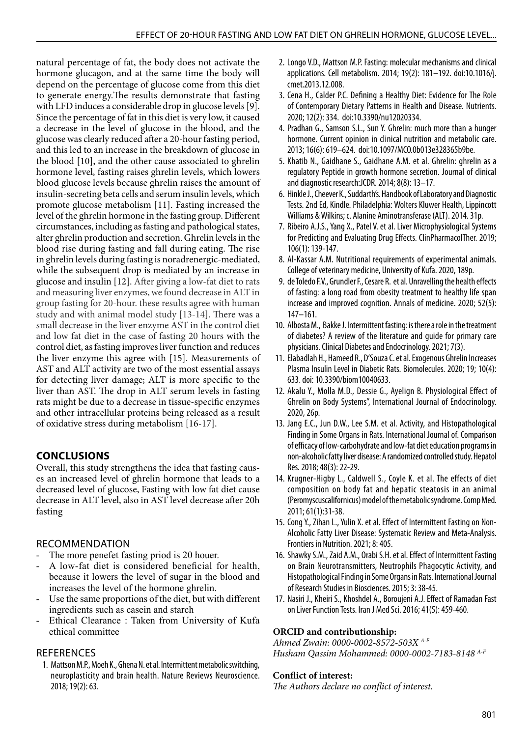natural percentage of fat, the body does not activate the hormone glucagon, and at the same time the body will depend on the percentage of glucose come from this diet to generate energy.The results demonstrate that fasting with LFD induces a considerable drop in glucose levels [9]. Since the percentage of fat in this diet is very low, it caused a decrease in the level of glucose in the blood, and the glucose was clearly reduced after a 20-hour fasting period, and this led to an increase in the breakdown of glucose in the blood [10], and the other cause associated to ghrelin hormone level, fasting raises ghrelin levels, which lowers blood glucose levels because ghrelin raises the amount of insulin-secreting beta cells and serum insulin levels, which promote glucose metabolism [11]. Fasting increased the level of the ghrelin hormone in the fasting group. Different circumstances, including as fasting and pathological states, alter ghrelin production and secretion. Ghrelin levels in the blood rise during fasting and fall during eating. The rise in ghrelin levels during fasting is noradrenergic-mediated, while the subsequent drop is mediated by an increase in glucose and insulin [12]. After giving a low-fat diet to rats and measuring liver enzymes, we found decrease in ALT in group fasting for 20-hour. these results agree with human study and with animal model study [13-14]. There was a small decrease in the liver enzyme AST in the control diet and low fat diet in the case of fasting 20 hours with the control diet, as fasting improves liver function and reduces the liver enzyme this agree with [15]. Measurements of AST and ALT activity are two of the most essential assays for detecting liver damage; ALT is more specific to the liver than AST. The drop in ALT serum levels in fasting rats might be due to a decrease in tissue-specific enzymes and other intracellular proteins being released as a result of oxidative stress during metabolism [16-17].

## CONCLUSIONS

Overall, this study strengthens the idea that fasting causes an increased level of ghrelin hormone that leads to a decreased level of glucose, Fasting with low fat diet cause decrease in ALT level, also in AST level decrease after 20h fasting

## RECOMMENDATION

- The more penefet fasting priod is 20 houer.
- A low-fat diet is considered beneficial for health, because it lowers the level of sugar in the blood and increases the level of the hormone ghrelin.
- Use the same proportions of the diet, but with different ingredients such as casein and starch
- Ethical Clearance : Taken from University of Kufa ethical committee

## REFERENCES

1. Mattson M.P., Moeh K., Ghena N. et al. Intermittent metabolic switching, neuroplasticity and brain health. Nature Reviews Neuroscience. 2018; 19(2): 63.
2. Longo V.D., Mattson M.P. Fasting: molecular mechanisms and clinical applications. Cell metabolism. 2014; 19(2): 181–192. doi:10.1016/j.cmet.2013.12.008.
3. Cena H., Calder P.C. Defining a Healthy Diet: Evidence for The Role of Contemporary Dietary Patterns in Health and Disease. Nutrients. 2020; 12(2): 334. doi:10.3390/nu12020334.
4. Pradhan G., Samson S.L., Sun Y. Ghrelin: much more than a hunger hormone. Current opinion in clinical nutrition and metabolic care. 2013; 16(6): 619–624. doi:10.1097/MCO.0b013e328365b9be.
5. Khatib N., Gaidhane S., Gaidhane A.M. et al. Ghrelin: ghrelin as a regulatory Peptide in growth hormone secretion. Journal of clinical and diagnostic research:JCDR. 2014; 8(8): 13–17.
6. Hinkle J., Cheever K., Suddarth's. Handbook of Laboratory and Diagnostic Tests. 2nd Ed, Kindle. Philadelphia: Wolters Kluwer Health, Lippincott Williams & Wilkins; c. Alanine Aminotransferase (ALT). 2014. 31p.
7. Ribeiro A.J.S., Yang X., Patel V. et al. Liver Microphysiological Systems for Predicting and Evaluating Drug Effects. ClinPharmacolTher. 2019; 106(1): 139-147.
8. Al-Kassar A.M. Nutritional requirements of experimental animals. College of veterinary medicine, University of Kufa. 2020, 189p.
9. de Toledo F.V., Grundler F., Cesare R. et al. Unravelling the health effects of fasting: a long road from obesity treatment to healthy life span increase and improved cognition. Annals of medicine. 2020; 52(5): 147–161.
10. Albosta M., Bakke J. Intermittent fasting: is there a role in the treatment of diabetes? A review of the literature and guide for primary care physicians. Clinical Diabetes and Endocrinology. 2021; 7(3).
11. Elabadlah H., Hameed R., D'Souza C. et al. Exogenous Ghrelin Increases Plasma Insulin Level in Diabetic Rats. Biomolecules. 2020; 19; 10(4): 633. doi: 10.3390/biom10040633.
12. Akalu Y., Molla M.D., Dessie G., Ayelign B. Physiological Effect of Ghrelin on Body Systems", International Journal of Endocrinology. 2020, 26p.
13. Jang E.C., Jun D.W., Lee S.M. et al. Activity, and Histopathological Finding in Some Organs in Rats. International Journal of. Comparison of efficacy of low-carbohydrate and low-fat diet education programs in non-alcoholic fatty liver disease: A randomized controlled study. Hepatol Res. 2018; 48(3): 22-29.
14. Krugner-Higby L., Caldwell S., Coyle K. et al. The effects of diet composition on body fat and hepatic steatosis in an animal (Peromyscuscalifornicus) model of the metabolic syndrome. Comp Med. 2011; 61(1):31-38.
15. Cong Y., Zihan L., Yulin X. et al. Effect of Intermittent Fasting on Non-Alcoholic Fatty Liver Disease: Systematic Review and Meta-Analysis. Frontiers in Nutrition. 2021; 8: 405.
16. Shawky S.M., Zaid A.M., Orabi S.H. et al. Effect of Intermittent Fasting on Brain Neurotransmitters, Neutrophils Phagocytic Activity, and Histopathological Finding in Some Organs in Rats. International Journal of Research Studies in Biosciences. 2015; 3: 38-45.
17. Nasiri J., Kheiri S., Khoshdel A., Boroujeni A.J. Effect of Ramadan Fast on Liver Function Tests. Iran J Med Sci. 2016; 41(5): 459-460.

**ORCID and contributionship:**

*Ahmed Zwain: 0000-0002-8572-503X* [A-F]
*Husham Qassim Mohammed: 0000-0002-7183-8148* [A-F]

**Conflict of interest:**

*The Authors declare no conflict of interest.*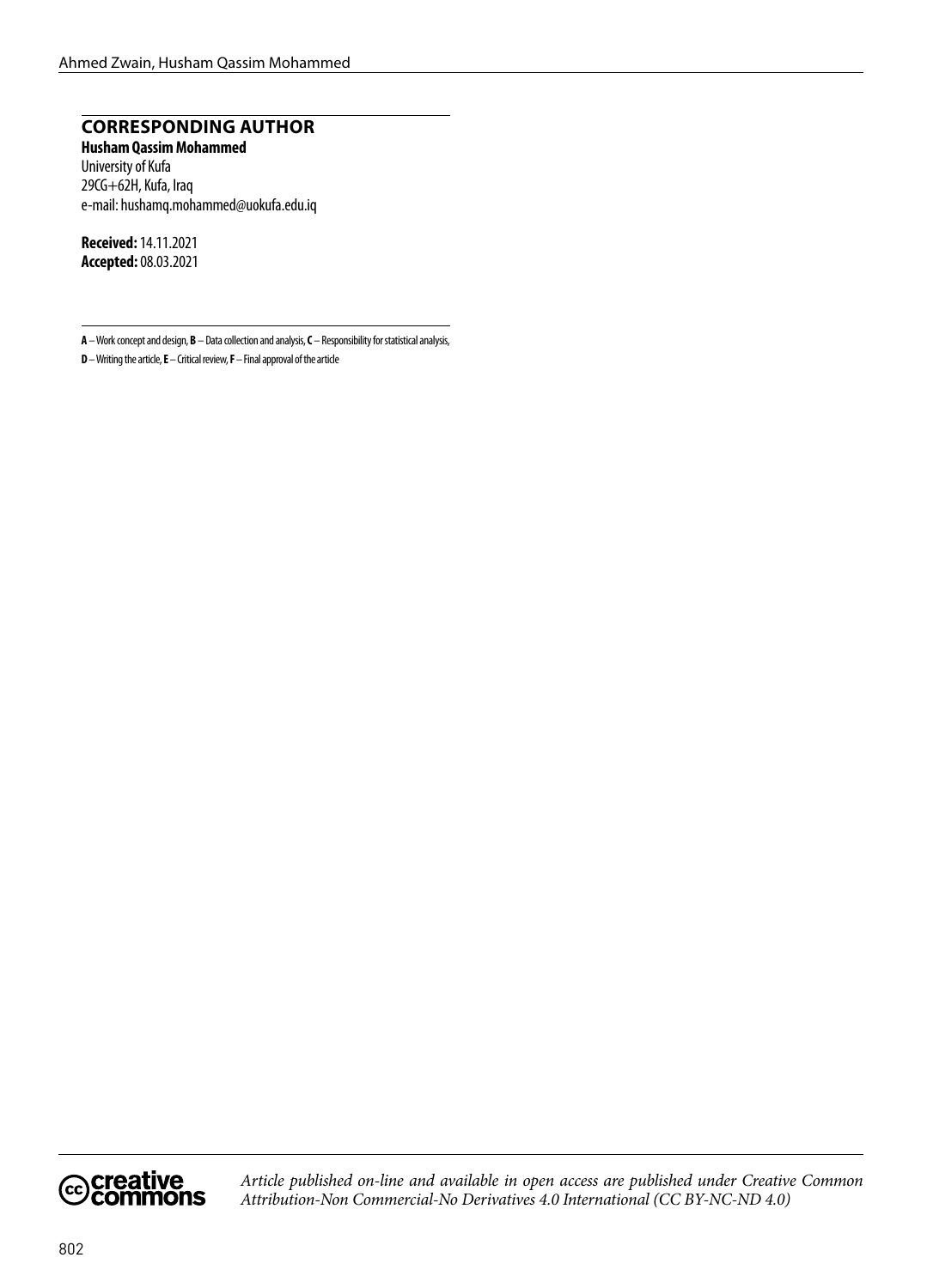## CORRESPONDING AUTHOR

**Husham Qassim Mohammed**
University of Kufa
29CG+62H, Kufa, Iraq
e-mail: hushamq.mohammed@uokufa.edu.iq

**Received:** 14.11.2021
**Accepted:** 08.03.2021

**A** – Work concept and design, **B** – Data collection and analysis, **C** – Responsibility for statistical analysis,
**D** – Writing the article, **E** – Critical review, **F** – Final approval of the article

*Article published on-line and available in open access are published under Creative Common Attribution-Non Commercial-No Derivatives 4.0 International (CC BY-NC-ND 4.0)*